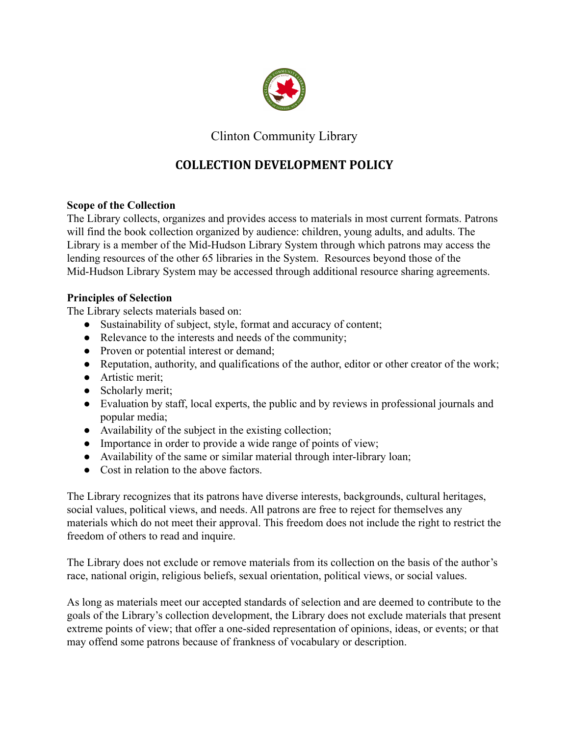Clinton Community Library

# COLLECTION DEVELOPMENT POLICY

**Scope of the Collection**

The Library collects, organizes and provides access to materials in most current formats. Patrons will find the book collection organized by audience: children, young adults, and adults. The Library is a member of the Mid-Hudson Library System through which patrons may access the lending resources of the other 65 libraries in the System. Resources beyond those of the Mid-Hudson Library System may be accessed through additional resource sharing agreements.

**Principles of Selection**

The Library selects materials based on:

- Sustainability of subject, style, format and accuracy of content;
- Relevance to the interests and needs of the community;
- Proven or potential interest or demand;
- Reputation, authority, and qualifications of the author, editor or other creator of the work;
- Artistic merit;
- Scholarly merit;
- Evaluation by staff, local experts, the public and by reviews in professional journals and popular media;
- Availability of the subject in the existing collection;
- Importance in order to provide a wide range of points of view;
- Availability of the same or similar material through inter-library loan;
- Cost in relation to the above factors.

The Library recognizes that its patrons have diverse interests, backgrounds, cultural heritages, social values, political views, and needs. All patrons are free to reject for themselves any materials which do not meet their approval. This freedom does not include the right to restrict the freedom of others to read and inquire.

The Library does not exclude or remove materials from its collection on the basis of the author's race, national origin, religious beliefs, sexual orientation, political views, or social values.

As long as materials meet our accepted standards of selection and are deemed to contribute to the goals of the Library's collection development, the Library does not exclude materials that present extreme points of view; that offer a one-sided representation of opinions, ideas, or events; or that may offend some patrons because of frankness of vocabulary or description.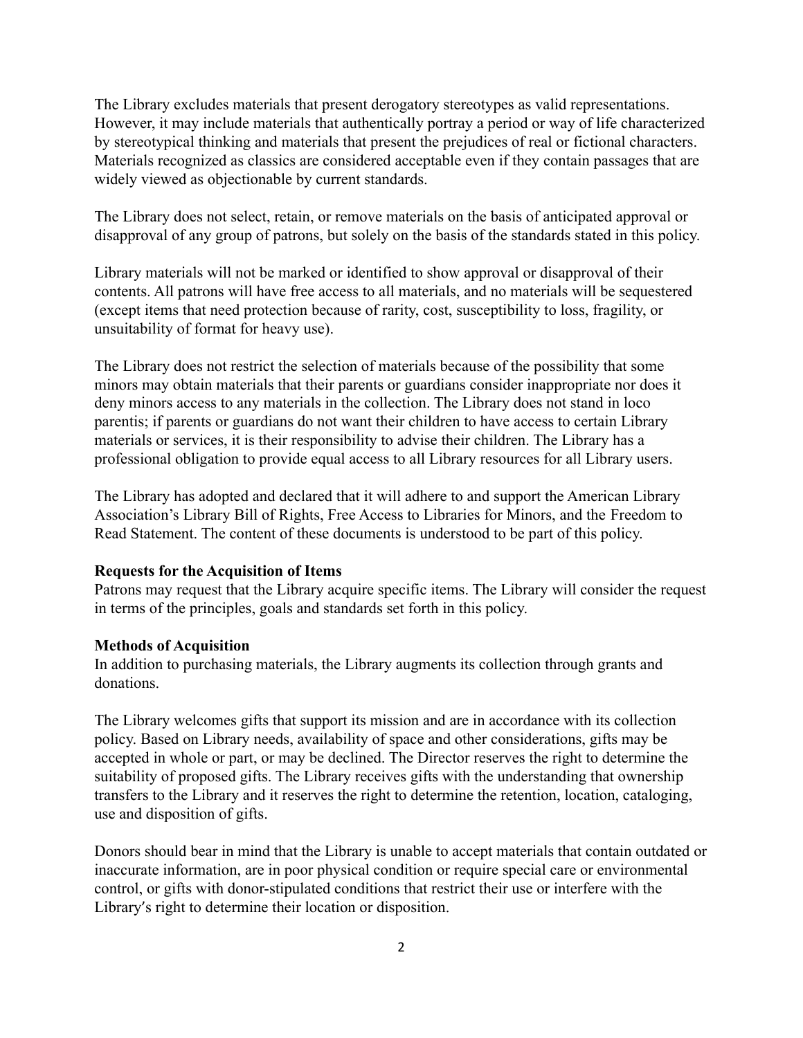The Library excludes materials that present derogatory stereotypes as valid representations. However, it may include materials that authentically portray a period or way of life characterized by stereotypical thinking and materials that present the prejudices of real or fictional characters. Materials recognized as classics are considered acceptable even if they contain passages that are widely viewed as objectionable by current standards.

The Library does not select, retain, or remove materials on the basis of anticipated approval or disapproval of any group of patrons, but solely on the basis of the standards stated in this policy.

Library materials will not be marked or identified to show approval or disapproval of their contents. All patrons will have free access to all materials, and no materials will be sequestered (except items that need protection because of rarity, cost, susceptibility to loss, fragility, or unsuitability of format for heavy use).

The Library does not restrict the selection of materials because of the possibility that some minors may obtain materials that their parents or guardians consider inappropriate nor does it deny minors access to any materials in the collection. The Library does not stand in loco parentis; if parents or guardians do not want their children to have access to certain Library materials or services, it is their responsibility to advise their children. The Library has a professional obligation to provide equal access to all Library resources for all Library users.

The Library has adopted and declared that it will adhere to and support the American Library Association's Library Bill of Rights, Free Access to Libraries for Minors, and the Freedom to Read Statement. The content of these documents is understood to be part of this policy.

**Requests for the Acquisition of Items**

Patrons may request that the Library acquire specific items. The Library will consider the request in terms of the principles, goals and standards set forth in this policy.

**Methods of Acquisition**

In addition to purchasing materials, the Library augments its collection through grants and donations.

The Library welcomes gifts that support its mission and are in accordance with its collection policy. Based on Library needs, availability of space and other considerations, gifts may be accepted in whole or part, or may be declined. The Director reserves the right to determine the suitability of proposed gifts. The Library receives gifts with the understanding that ownership transfers to the Library and it reserves the right to determine the retention, location, cataloging, use and disposition of gifts.

Donors should bear in mind that the Library is unable to accept materials that contain outdated or inaccurate information, are in poor physical condition or require special care or environmental control, or gifts with donor-stipulated conditions that restrict their use or interfere with the Library′s right to determine their location or disposition.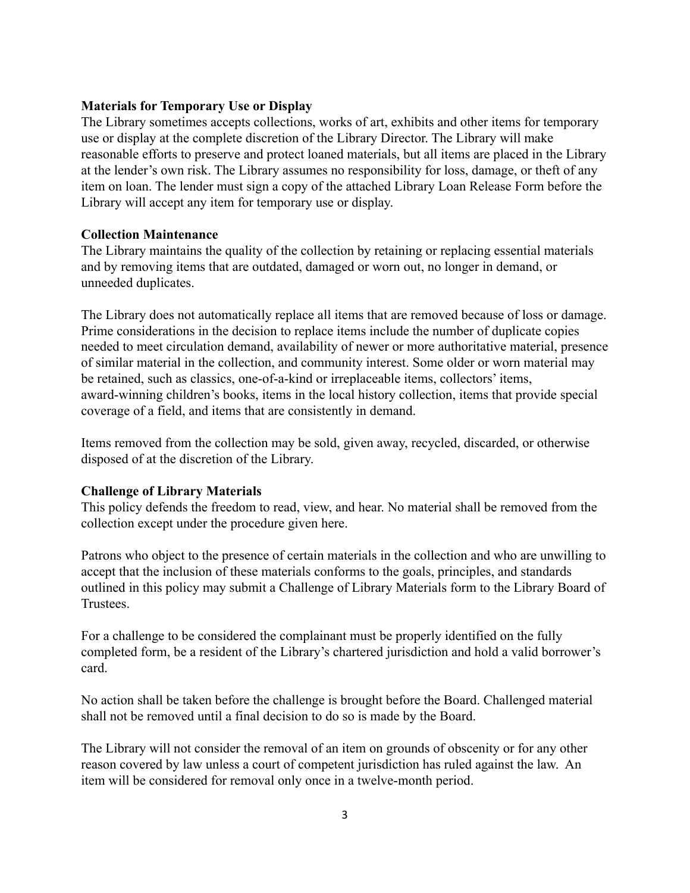**Materials for Temporary Use or Display**

The Library sometimes accepts collections, works of art, exhibits and other items for temporary use or display at the complete discretion of the Library Director. The Library will make reasonable efforts to preserve and protect loaned materials, but all items are placed in the Library at the lender's own risk. The Library assumes no responsibility for loss, damage, or theft of any item on loan. The lender must sign a copy of the attached Library Loan Release Form before the Library will accept any item for temporary use or display.

**Collection Maintenance**

The Library maintains the quality of the collection by retaining or replacing essential materials and by removing items that are outdated, damaged or worn out, no longer in demand, or unneeded duplicates.

The Library does not automatically replace all items that are removed because of loss or damage. Prime considerations in the decision to replace items include the number of duplicate copies needed to meet circulation demand, availability of newer or more authoritative material, presence of similar material in the collection, and community interest. Some older or worn material may be retained, such as classics, one-of-a-kind or irreplaceable items, collectors' items, award-winning children's books, items in the local history collection, items that provide special coverage of a field, and items that are consistently in demand.

Items removed from the collection may be sold, given away, recycled, discarded, or otherwise disposed of at the discretion of the Library.

**Challenge of Library Materials**

This policy defends the freedom to read, view, and hear. No material shall be removed from the collection except under the procedure given here.

Patrons who object to the presence of certain materials in the collection and who are unwilling to accept that the inclusion of these materials conforms to the goals, principles, and standards outlined in this policy may submit a Challenge of Library Materials form to the Library Board of Trustees.

For a challenge to be considered the complainant must be properly identified on the fully completed form, be a resident of the Library's chartered jurisdiction and hold a valid borrower's card.

No action shall be taken before the challenge is brought before the Board. Challenged material shall not be removed until a final decision to do so is made by the Board.

The Library will not consider the removal of an item on grounds of obscenity or for any other reason covered by law unless a court of competent jurisdiction has ruled against the law. An item will be considered for removal only once in a twelve-month period.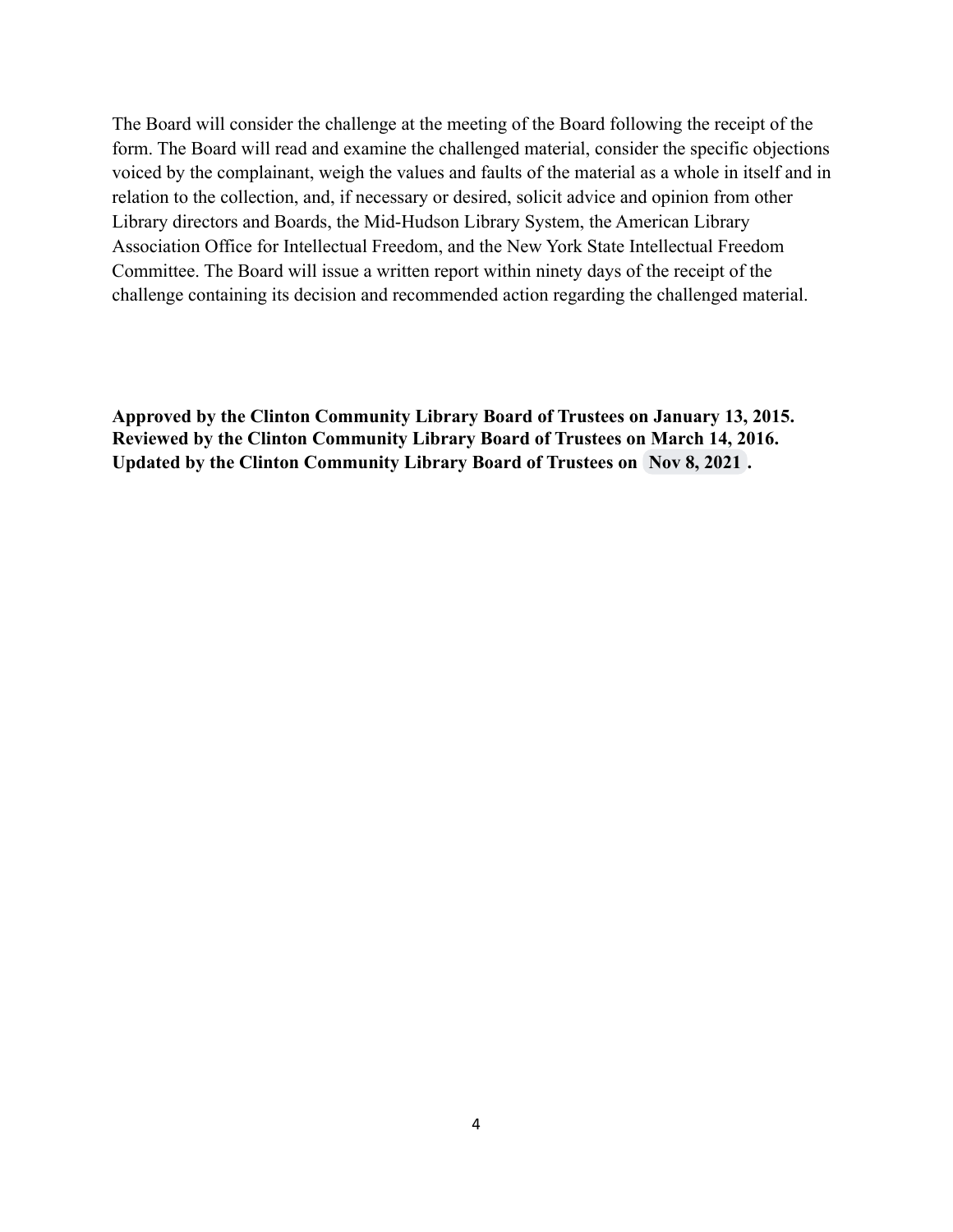The Board will consider the challenge at the meeting of the Board following the receipt of the form. The Board will read and examine the challenged material, consider the specific objections voiced by the complainant, weigh the values and faults of the material as a whole in itself and in relation to the collection, and, if necessary or desired, solicit advice and opinion from other Library directors and Boards, the Mid-Hudson Library System, the American Library Association Office for Intellectual Freedom, and the New York State Intellectual Freedom Committee. The Board will issue a written report within ninety days of the receipt of the challenge containing its decision and recommended action regarding the challenged material.

**Approved by the Clinton Community Library Board of Trustees on January 13, 2015.**
**Reviewed by the Clinton Community Library Board of Trustees on March 14, 2016.**
**Updated by the Clinton Community Library Board of Trustees on Nov 8, 2021 .**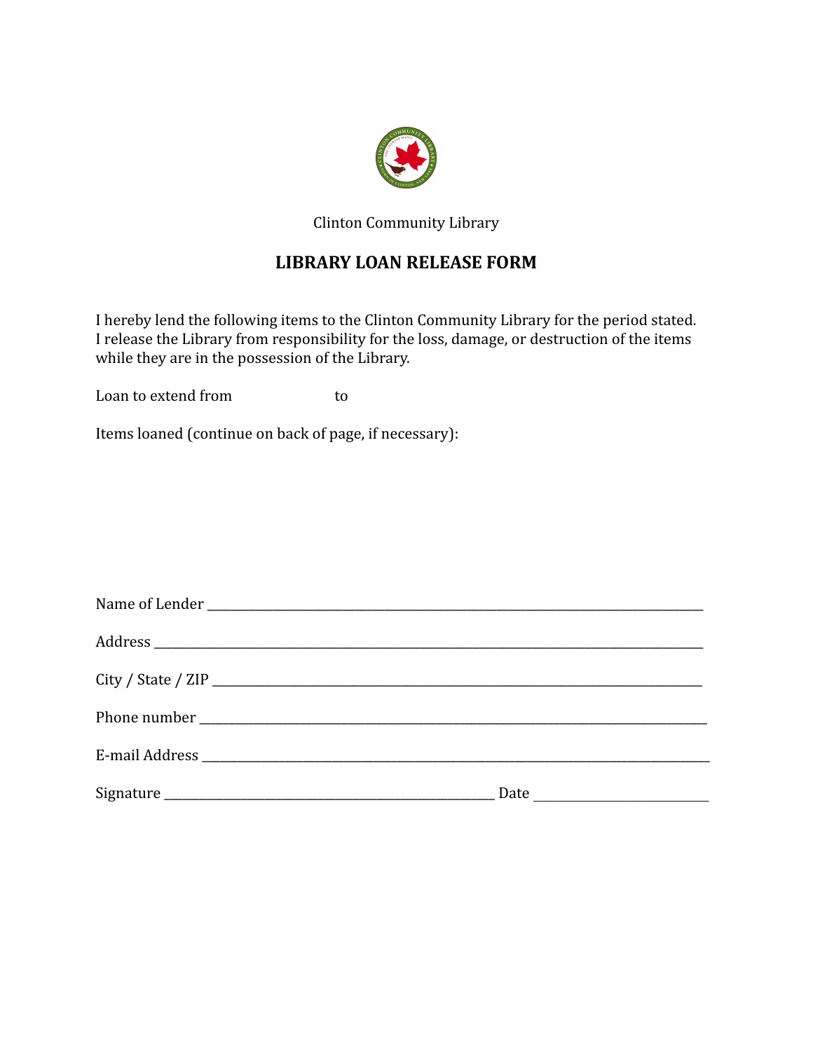Clinton Community Library

## LIBRARY LOAN RELEASE FORM

I hereby lend the following items to the Clinton Community Library for the period stated. I release the Library from responsibility for the loss, damage, or destruction of the items while they are in the possession of the Library.

Loan to extend from                    to

Items loaned (continue on back of page, if necessary):

Name of Lender \_\_\_\_\_\_\_\_\_\_\_\_\_\_\_\_\_\_\_\_\_\_\_\_\_\_\_\_\_\_\_\_\_\_\_\_\_\_\_\_\_\_\_\_\_\_\_\_

Address \_\_\_\_\_\_\_\_\_\_\_\_\_\_\_\_\_\_\_\_\_\_\_\_\_\_\_\_\_\_\_\_\_\_\_\_\_\_\_\_\_\_\_\_\_\_\_\_\_\_\_\_

City / State / ZIP \_\_\_\_\_\_\_\_\_\_\_\_\_\_\_\_\_\_\_\_\_\_\_\_\_\_\_\_\_\_\_\_\_\_\_\_\_\_\_\_\_\_\_\_\_\_

Phone number \_\_\_\_\_\_\_\_\_\_\_\_\_\_\_\_\_\_\_\_\_\_\_\_\_\_\_\_\_\_\_\_\_\_\_\_\_\_\_\_\_\_\_\_\_\_\_\_

E-mail Address \_\_\_\_\_\_\_\_\_\_\_\_\_\_\_\_\_\_\_\_\_\_\_\_\_\_\_\_\_\_\_\_\_\_\_\_\_\_\_\_\_\_\_\_\_\_\_\_

Signature \_\_\_\_\_\_\_\_\_\_\_\_\_\_\_\_\_\_\_\_\_\_\_\_\_\_\_\_\_\_ Date \_\_\_\_\_\_\_\_\_\_\_\_\_\_\_\_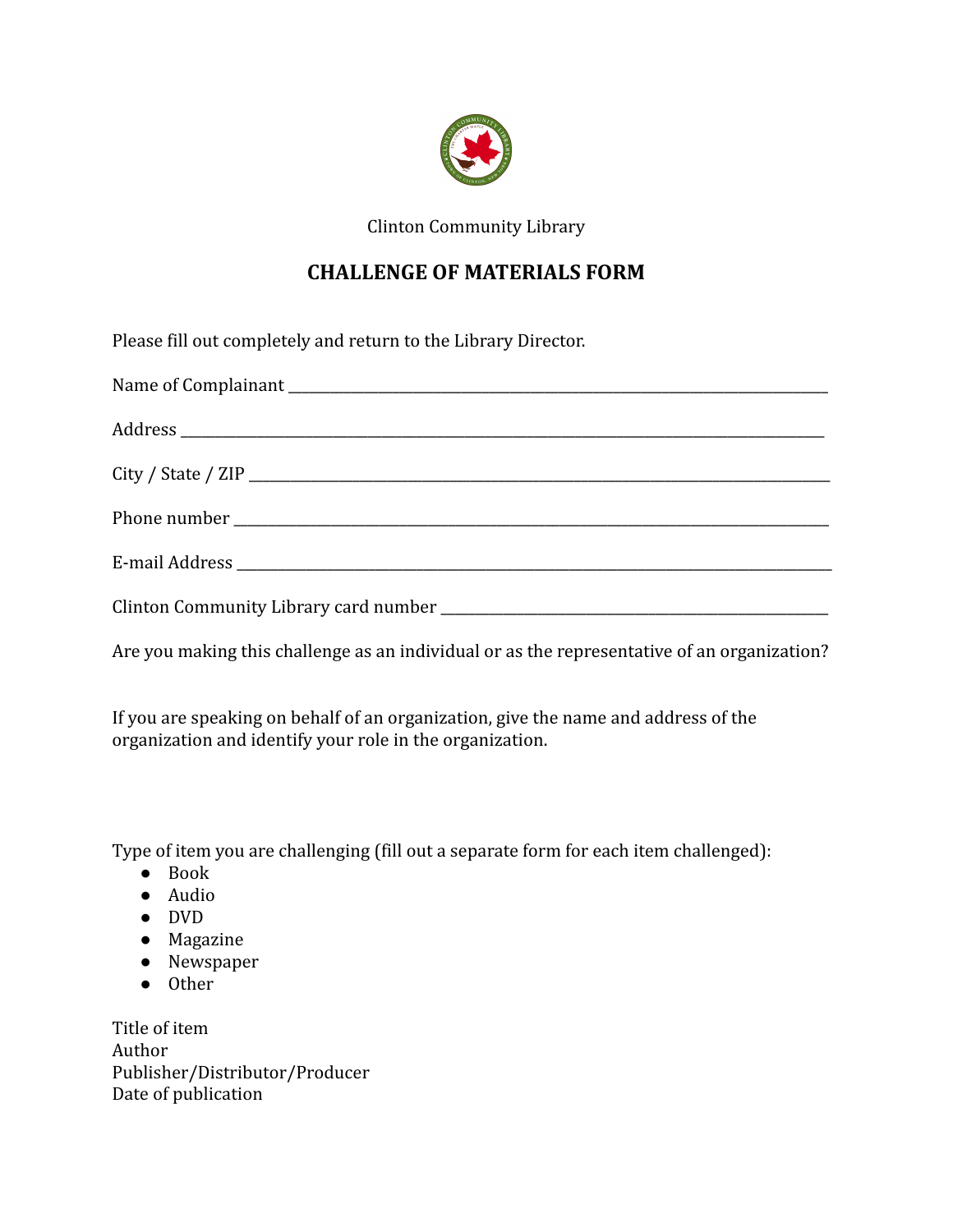Clinton Community Library

## CHALLENGE OF MATERIALS FORM

Please fill out completely and return to the Library Director.

Name of Complainant ___________________________________________________________________________

Address ___________________________________________________________________________________

City / State / ZIP ____________________________________________________________________________

Phone number ________________________________________________________________________

E-mail Address ________________________________________________________________________

Clinton Community Library card number ____________________________________________________

Are you making this challenge as an individual or as the representative of an organization?

If you are speaking on behalf of an organization, give the name and address of the organization and identify your role in the organization.

Type of item you are challenging (fill out a separate form for each item challenged):

- Book
- Audio
- DVD
- Magazine
- Newspaper
- Other

Title of item
Author
Publisher/Distributor/Producer
Date of publication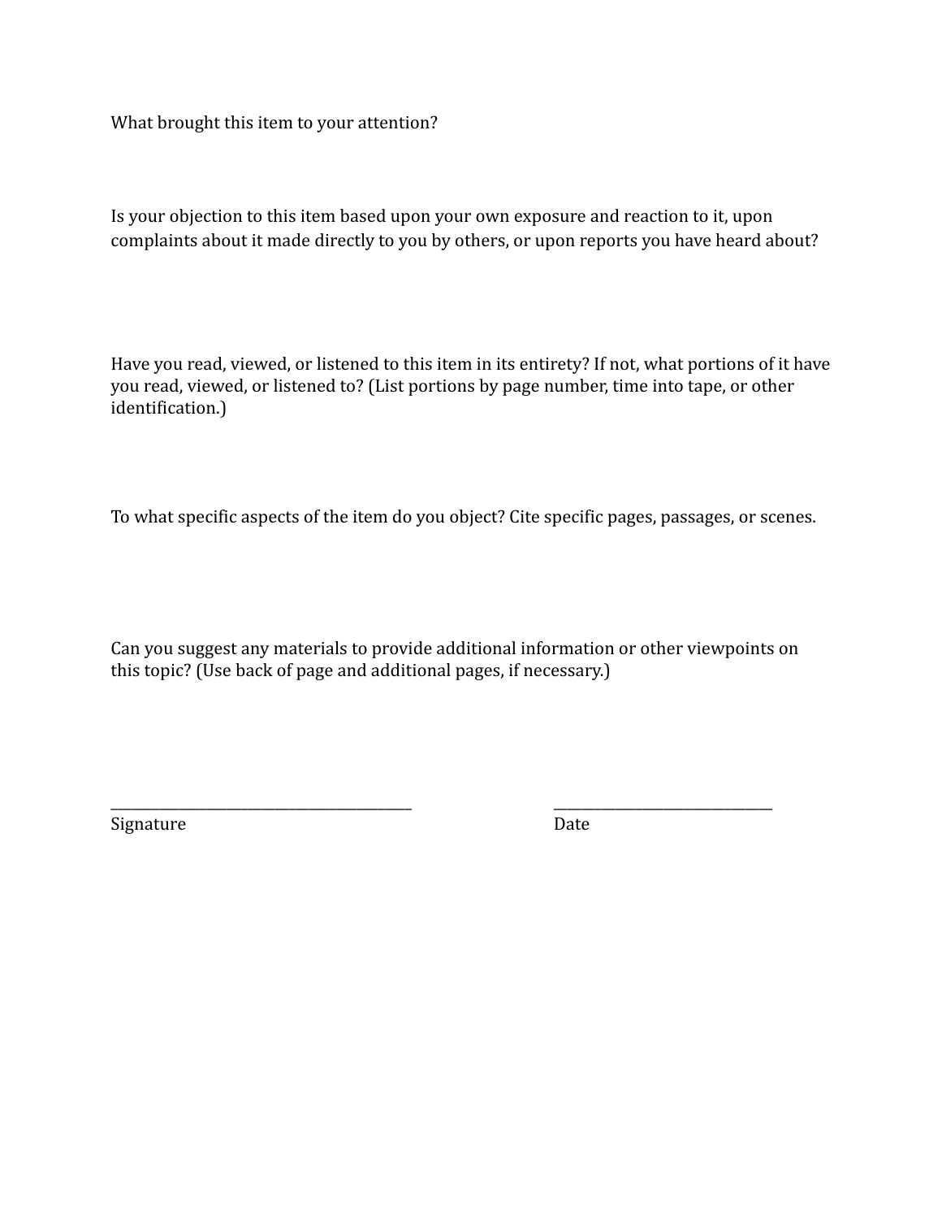What brought this item to your attention?

Is your objection to this item based upon your own exposure and reaction to it, upon complaints about it made directly to you by others, or upon reports you have heard about?

Have you read, viewed, or listened to this item in its entirety? If not, what portions of it have you read, viewed, or listened to? (List portions by page number, time into tape, or other identification.)

To what specific aspects of the item do you object? Cite specific pages, passages, or scenes.

Can you suggest any materials to provide additional information or other viewpoints on this topic? (Use back of page and additional pages, if necessary.)

_________________________________________ _______________________________

Signature Date